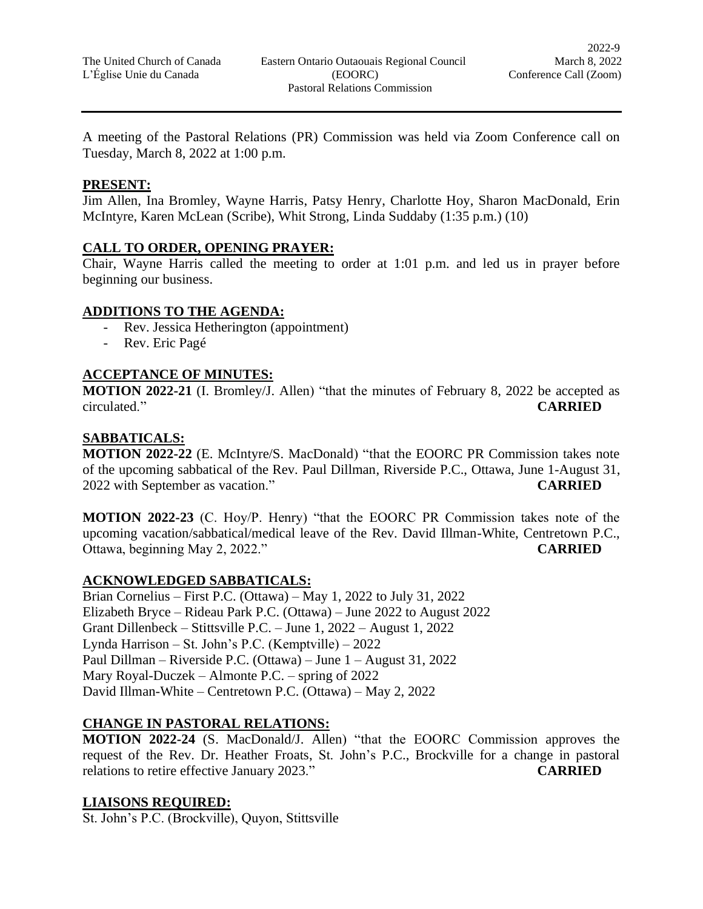A meeting of the Pastoral Relations (PR) Commission was held via Zoom Conference call on Tuesday, March 8, 2022 at 1:00 p.m.

## PRESENT:

Jim Allen, Ina Bromley, Wayne Harris, Patsy Henry, Charlotte Hoy, Sharon MacDonald, Erin McIntyre, Karen McLean (Scribe), Whit Strong, Linda Suddaby (1:35 p.m.) (10)

## CALL TO ORDER, OPENING PRAYER:

Chair, Wayne Harris called the meeting to order at 1:01 p.m. and led us in prayer before beginning our business.

## ADDITIONS TO THE AGENDA:

- Rev. Jessica Hetherington (appointment)
- Rev. Eric Pagé

## ACCEPTANCE OF MINUTES:

**MOTION 2022-21** (I. Bromley/J. Allen) "that the minutes of February 8, 2022 be accepted as circulated." **CARRIED**

## SABBATICALS:

**MOTION 2022-22** (E. McIntyre/S. MacDonald) "that the EOORC PR Commission takes note of the upcoming sabbatical of the Rev. Paul Dillman, Riverside P.C., Ottawa, June 1-August 31, 2022 with September as vacation." **CARRIED**

**MOTION 2022-23** (C. Hoy/P. Henry) "that the EOORC PR Commission takes note of the upcoming vacation/sabbatical/medical leave of the Rev. David Illman-White, Centretown P.C., Ottawa, beginning May 2, 2022." **CARRIED**

## ACKNOWLEDGED SABBATICALS:

Brian Cornelius – First P.C. (Ottawa) – May 1, 2022 to July 31, 2022
Elizabeth Bryce – Rideau Park P.C. (Ottawa) – June 2022 to August 2022
Grant Dillenbeck – Stittsville P.C. – June 1, 2022 – August 1, 2022
Lynda Harrison – St. John's P.C. (Kemptville) – 2022
Paul Dillman – Riverside P.C. (Ottawa) – June 1 – August 31, 2022
Mary Royal-Duczek – Almonte P.C. – spring of 2022
David Illman-White – Centretown P.C. (Ottawa) – May 2, 2022

## CHANGE IN PASTORAL RELATIONS:

**MOTION 2022-24** (S. MacDonald/J. Allen) "that the EOORC Commission approves the request of the Rev. Dr. Heather Froats, St. John's P.C., Brockville for a change in pastoral relations to retire effective January 2023." **CARRIED**

## LIAISONS REQUIRED:

St. John's P.C. (Brockville), Quyon, Stittsville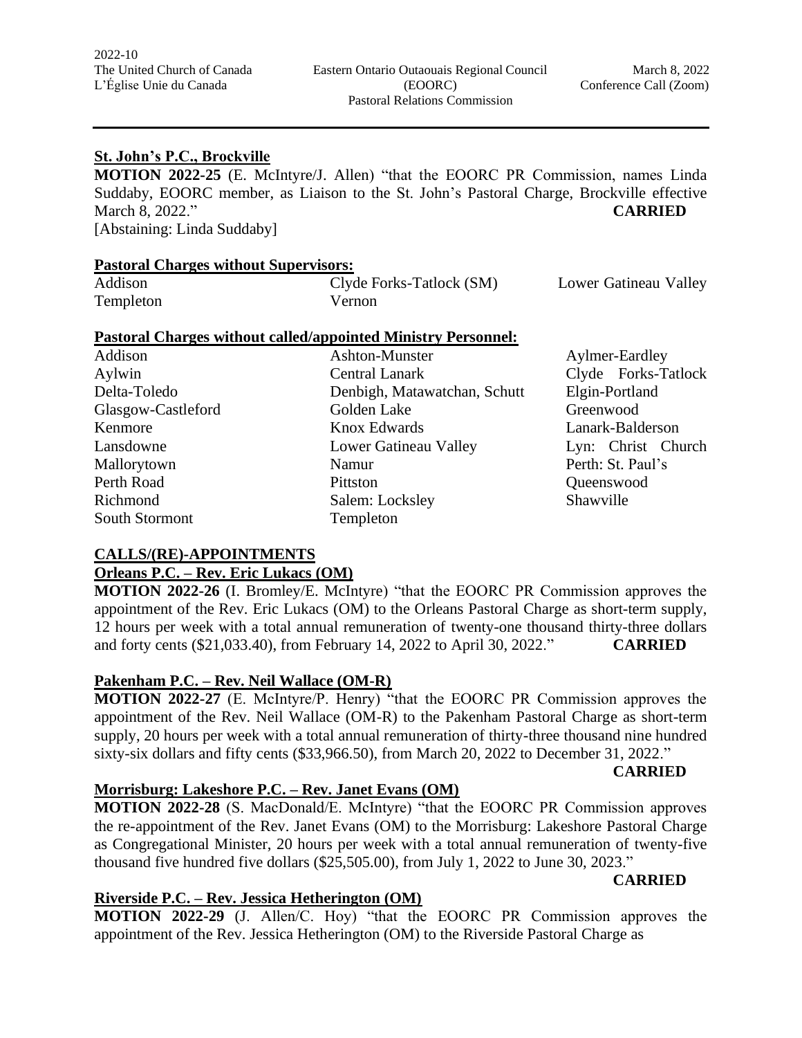**St. John's P.C., Brockville**

**MOTION 2022-25** (E. McIntyre/J. Allen) "that the EOORC PR Commission, names Linda Suddaby, EOORC member, as Liaison to the St. John's Pastoral Charge, Brockville effective March 8, 2022." **CARRIED**

[Abstaining: Linda Suddaby]

**Pastoral Charges without Supervisors:**

| | | |
|---|---|---|
| Addison | Clyde Forks-Tatlock (SM) | Lower Gatineau Valley |
| Templeton | Vernon | |

**Pastoral Charges without called/appointed Ministry Personnel:**

| | | |
|---|---|---|
| Addison | Ashton-Munster | Aylmer-Eardley |
| Aylwin | Central Lanark | Clyde Forks-Tatlock |
| Delta-Toledo | Denbigh, Matawatchan, Schutt | Elgin-Portland |
| Glasgow-Castleford | Golden Lake | Greenwood |
| Kenmore | Knox Edwards | Lanark-Balderson |
| Lansdowne | Lower Gatineau Valley | Lyn: Christ Church |
| Mallorytown | Namur | Perth: St. Paul's |
| Perth Road | Pittston | Queenswood |
| Richmond | Salem: Locksley | Shawville |
| South Stormont | Templeton | |

## CALLS/(RE)-APPOINTMENTS

**Orleans P.C. – Rev. Eric Lukacs (OM)**

**MOTION 2022-26** (I. Bromley/E. McIntyre) "that the EOORC PR Commission approves the appointment of the Rev. Eric Lukacs (OM) to the Orleans Pastoral Charge as short-term supply, 12 hours per week with a total annual remuneration of twenty-one thousand thirty-three dollars and forty cents ($21,033.40), from February 14, 2022 to April 30, 2022." **CARRIED**

**Pakenham P.C. – Rev. Neil Wallace (OM-R)**

**MOTION 2022-27** (E. McIntyre/P. Henry) "that the EOORC PR Commission approves the appointment of the Rev. Neil Wallace (OM-R) to the Pakenham Pastoral Charge as short-term supply, 20 hours per week with a total annual remuneration of thirty-three thousand nine hundred sixty-six dollars and fifty cents ($33,966.50), from March 20, 2022 to December 31, 2022." **CARRIED**

**Morrisburg: Lakeshore P.C. – Rev. Janet Evans (OM)**

**MOTION 2022-28** (S. MacDonald/E. McIntyre) "that the EOORC PR Commission approves the re-appointment of the Rev. Janet Evans (OM) to the Morrisburg: Lakeshore Pastoral Charge as Congregational Minister, 20 hours per week with a total annual remuneration of twenty-five thousand five hundred five dollars ($25,505.00), from July 1, 2022 to June 30, 2023." **CARRIED**

**Riverside P.C. – Rev. Jessica Hetherington (OM)**

**MOTION 2022-29** (J. Allen/C. Hoy) "that the EOORC PR Commission approves the appointment of the Rev. Jessica Hetherington (OM) to the Riverside Pastoral Charge as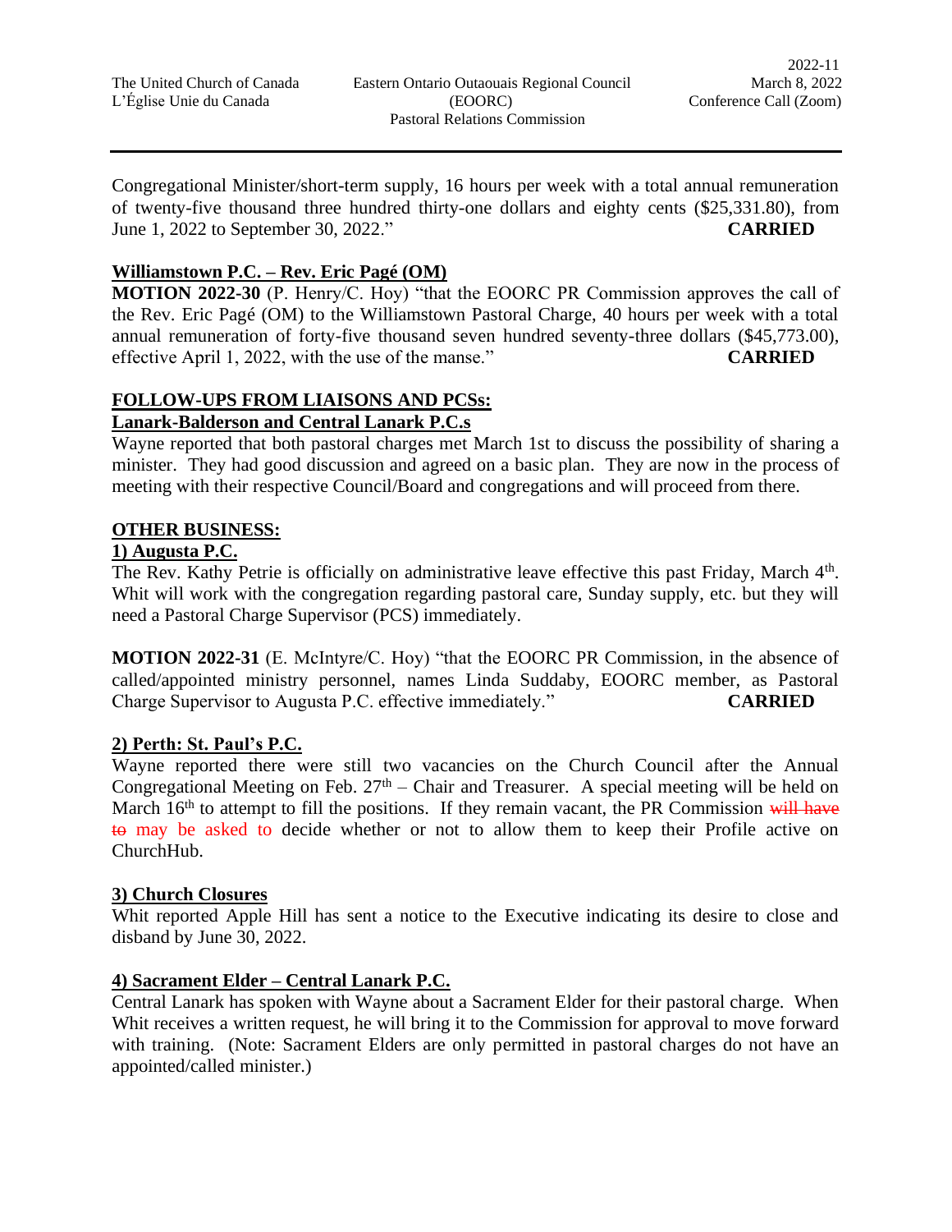Congregational Minister/short-term supply, 16 hours per week with a total annual remuneration of twenty-five thousand three hundred thirty-one dollars and eighty cents ($25,331.80), from June 1, 2022 to September 30, 2022." **CARRIED**

**Williamstown P.C. – Rev. Eric Pagé (OM)**

**MOTION 2022-30** (P. Henry/C. Hoy) "that the EOORC PR Commission approves the call of the Rev. Eric Pagé (OM) to the Williamstown Pastoral Charge, 40 hours per week with a total annual remuneration of forty-five thousand seven hundred seventy-three dollars ($45,773.00), effective April 1, 2022, with the use of the manse." **CARRIED**

**FOLLOW-UPS FROM LIAISONS AND PCSs:**

**Lanark-Balderson and Central Lanark P.C.s**

Wayne reported that both pastoral charges met March 1st to discuss the possibility of sharing a minister. They had good discussion and agreed on a basic plan. They are now in the process of meeting with their respective Council/Board and congregations and will proceed from there.

**OTHER BUSINESS:**

**1) Augusta P.C.**

The Rev. Kathy Petrie is officially on administrative leave effective this past Friday, March 4th. Whit will work with the congregation regarding pastoral care, Sunday supply, etc. but they will need a Pastoral Charge Supervisor (PCS) immediately.

**MOTION 2022-31** (E. McIntyre/C. Hoy) "that the EOORC PR Commission, in the absence of called/appointed ministry personnel, names Linda Suddaby, EOORC member, as Pastoral Charge Supervisor to Augusta P.C. effective immediately." **CARRIED**

**2) Perth: St. Paul's P.C.**

Wayne reported there were still two vacancies on the Church Council after the Annual Congregational Meeting on Feb. 27th – Chair and Treasurer. A special meeting will be held on March 16th to attempt to fill the positions. If they remain vacant, the PR Commission ~~will have to~~ may be asked to decide whether or not to allow them to keep their Profile active on ChurchHub.

**3) Church Closures**

Whit reported Apple Hill has sent a notice to the Executive indicating its desire to close and disband by June 30, 2022.

**4) Sacrament Elder – Central Lanark P.C.**

Central Lanark has spoken with Wayne about a Sacrament Elder for their pastoral charge. When Whit receives a written request, he will bring it to the Commission for approval to move forward with training. (Note: Sacrament Elders are only permitted in pastoral charges do not have an appointed/called minister.)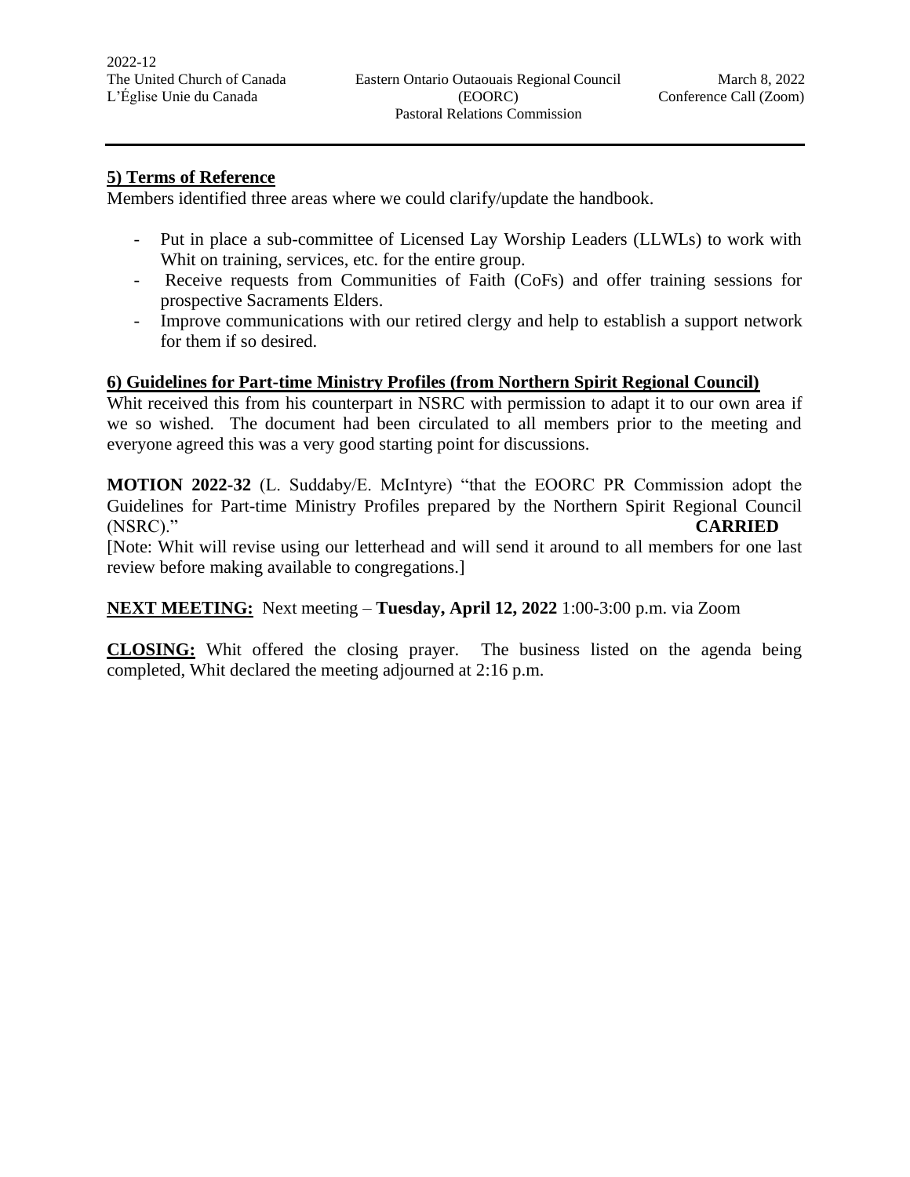### 5) Terms of Reference

Members identified three areas where we could clarify/update the handbook.

- Put in place a sub-committee of Licensed Lay Worship Leaders (LLWLs) to work with Whit on training, services, etc. for the entire group.
- Receive requests from Communities of Faith (CoFs) and offer training sessions for prospective Sacraments Elders.
- Improve communications with our retired clergy and help to establish a support network for them if so desired.

### 6) Guidelines for Part-time Ministry Profiles (from Northern Spirit Regional Council)

Whit received this from his counterpart in NSRC with permission to adapt it to our own area if we so wished. The document had been circulated to all members prior to the meeting and everyone agreed this was a very good starting point for discussions.

**MOTION 2022-32** (L. Suddaby/E. McIntyre) "that the EOORC PR Commission adopt the Guidelines for Part-time Ministry Profiles prepared by the Northern Spirit Regional Council (NSRC)." **CARRIED**

[Note: Whit will revise using our letterhead and will send it around to all members for one last review before making available to congregations.]

**NEXT MEETING:** Next meeting – **Tuesday, April 12, 2022** 1:00-3:00 p.m. via Zoom

**CLOSING:** Whit offered the closing prayer. The business listed on the agenda being completed, Whit declared the meeting adjourned at 2:16 p.m.